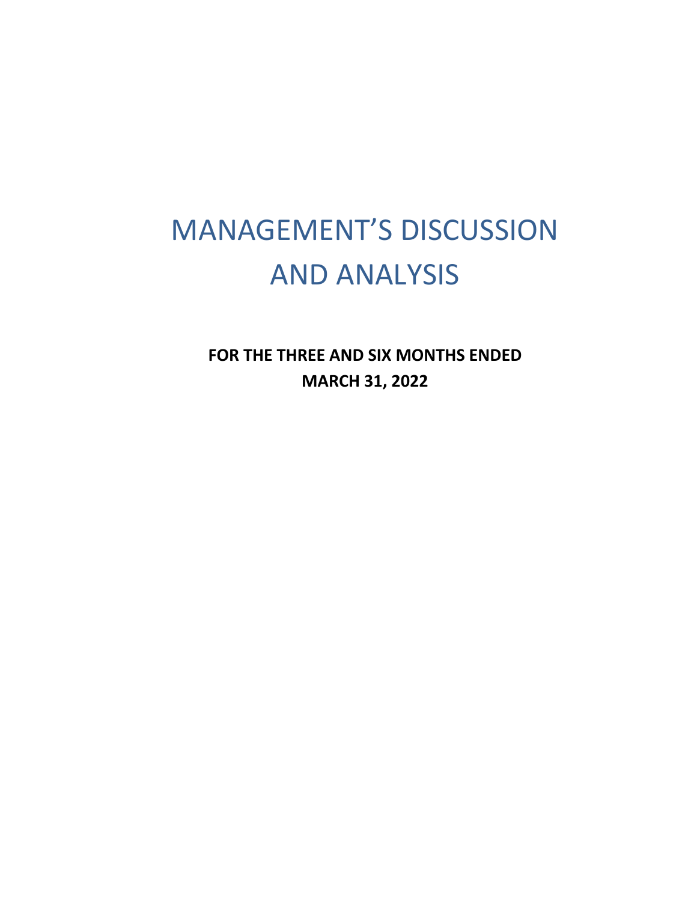# MANAGEMENT'S DISCUSSION AND ANALYSIS

**FOR THE THREE AND SIX MONTHS ENDED**
**MARCH 31, 2022**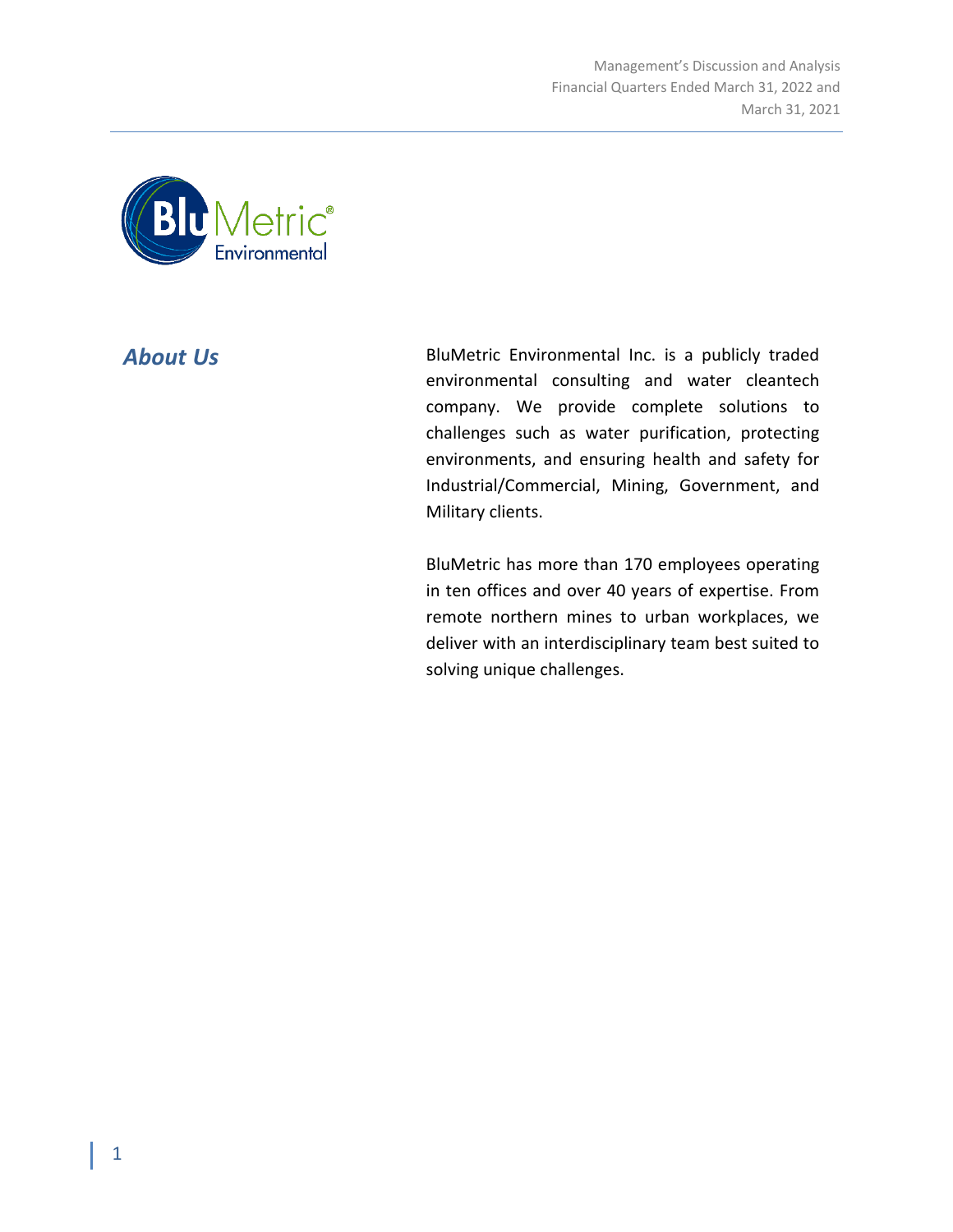## *About Us*

BluMetric Environmental Inc. is a publicly traded environmental consulting and water cleantech company. We provide complete solutions to challenges such as water purification, protecting environments, and ensuring health and safety for Industrial/Commercial, Mining, Government, and Military clients.

BluMetric has more than 170 employees operating in ten offices and over 40 years of expertise. From remote northern mines to urban workplaces, we deliver with an interdisciplinary team best suited to solving unique challenges.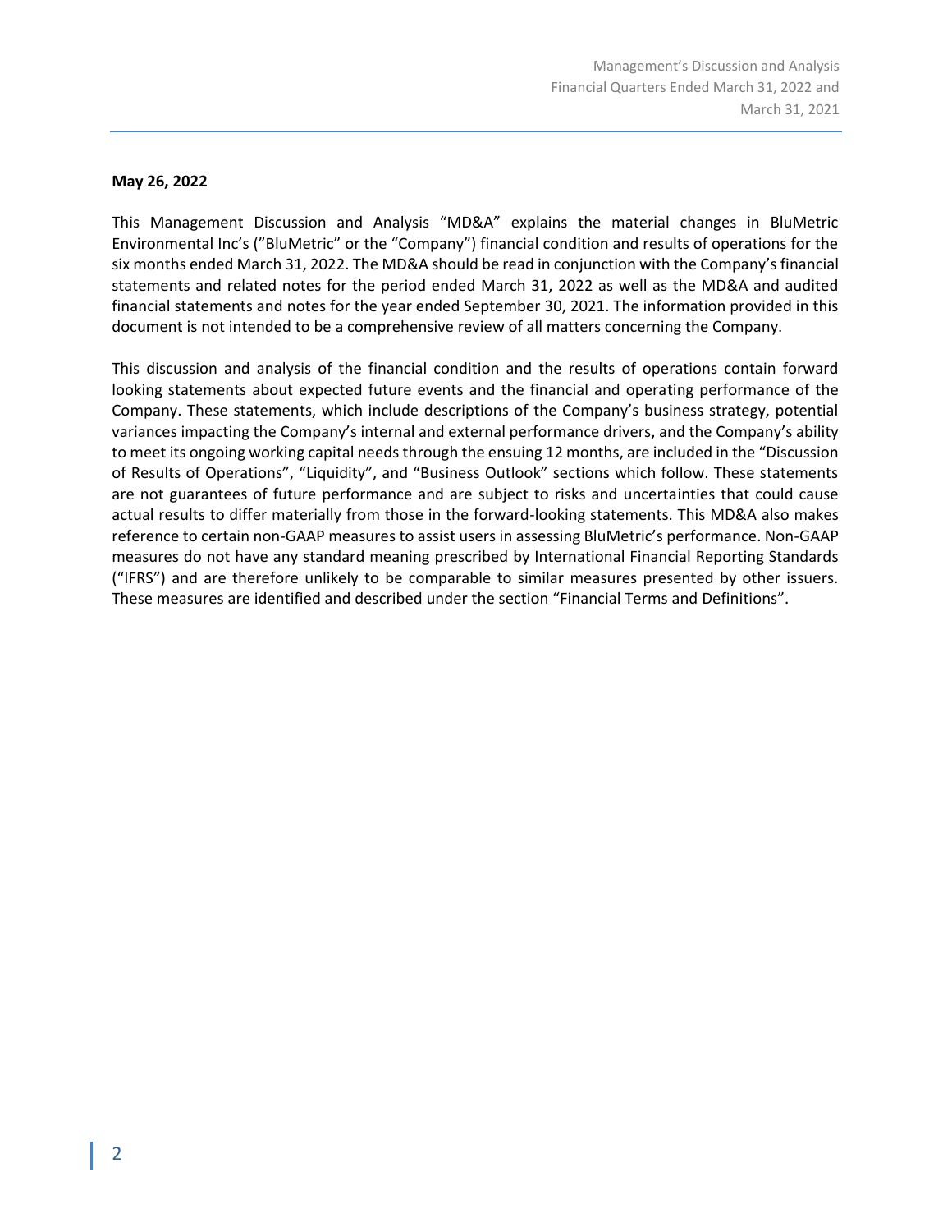**May 26, 2022**

This Management Discussion and Analysis "MD&A" explains the material changes in BluMetric Environmental Inc's ("BluMetric" or the "Company") financial condition and results of operations for the six months ended March 31, 2022. The MD&A should be read in conjunction with the Company's financial statements and related notes for the period ended March 31, 2022 as well as the MD&A and audited financial statements and notes for the year ended September 30, 2021. The information provided in this document is not intended to be a comprehensive review of all matters concerning the Company.

This discussion and analysis of the financial condition and the results of operations contain forward looking statements about expected future events and the financial and operating performance of the Company. These statements, which include descriptions of the Company's business strategy, potential variances impacting the Company's internal and external performance drivers, and the Company's ability to meet its ongoing working capital needs through the ensuing 12 months, are included in the "Discussion of Results of Operations", "Liquidity", and "Business Outlook" sections which follow. These statements are not guarantees of future performance and are subject to risks and uncertainties that could cause actual results to differ materially from those in the forward-looking statements. This MD&A also makes reference to certain non-GAAP measures to assist users in assessing BluMetric's performance. Non-GAAP measures do not have any standard meaning prescribed by International Financial Reporting Standards ("IFRS") and are therefore unlikely to be comparable to similar measures presented by other issuers. These measures are identified and described under the section "Financial Terms and Definitions".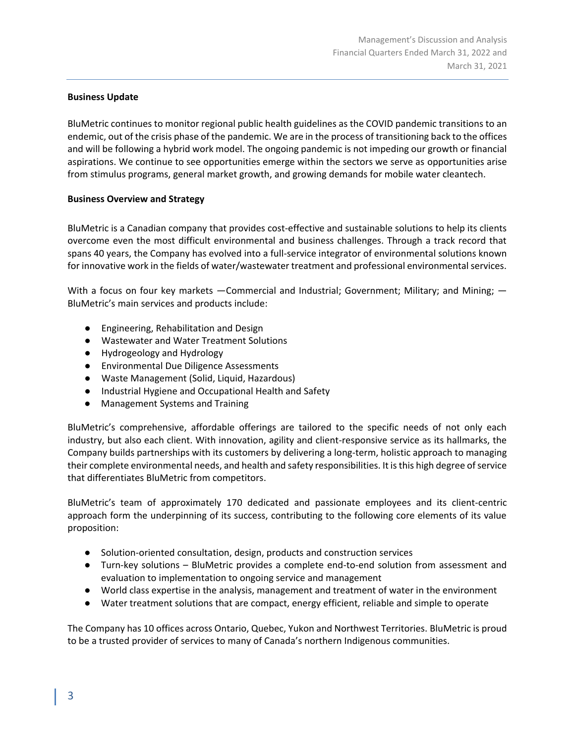### Business Update

BluMetric continues to monitor regional public health guidelines as the COVID pandemic transitions to an endemic, out of the crisis phase of the pandemic. We are in the process of transitioning back to the offices and will be following a hybrid work model. The ongoing pandemic is not impeding our growth or financial aspirations. We continue to see opportunities emerge within the sectors we serve as opportunities arise from stimulus programs, general market growth, and growing demands for mobile water cleantech.

### Business Overview and Strategy

BluMetric is a Canadian company that provides cost-effective and sustainable solutions to help its clients overcome even the most difficult environmental and business challenges. Through a track record that spans 40 years, the Company has evolved into a full-service integrator of environmental solutions known for innovative work in the fields of water/wastewater treatment and professional environmental services.

With a focus on four key markets —Commercial and Industrial; Government; Military; and Mining; — BluMetric's main services and products include:

- Engineering, Rehabilitation and Design
- Wastewater and Water Treatment Solutions
- Hydrogeology and Hydrology
- Environmental Due Diligence Assessments
- Waste Management (Solid, Liquid, Hazardous)
- Industrial Hygiene and Occupational Health and Safety
- Management Systems and Training

BluMetric's comprehensive, affordable offerings are tailored to the specific needs of not only each industry, but also each client. With innovation, agility and client-responsive service as its hallmarks, the Company builds partnerships with its customers by delivering a long-term, holistic approach to managing their complete environmental needs, and health and safety responsibilities. It is this high degree of service that differentiates BluMetric from competitors.

BluMetric's team of approximately 170 dedicated and passionate employees and its client-centric approach form the underpinning of its success, contributing to the following core elements of its value proposition:

- Solution-oriented consultation, design, products and construction services
- Turn-key solutions – BluMetric provides a complete end-to-end solution from assessment and evaluation to implementation to ongoing service and management
- World class expertise in the analysis, management and treatment of water in the environment
- Water treatment solutions that are compact, energy efficient, reliable and simple to operate

The Company has 10 offices across Ontario, Quebec, Yukon and Northwest Territories. BluMetric is proud to be a trusted provider of services to many of Canada's northern Indigenous communities.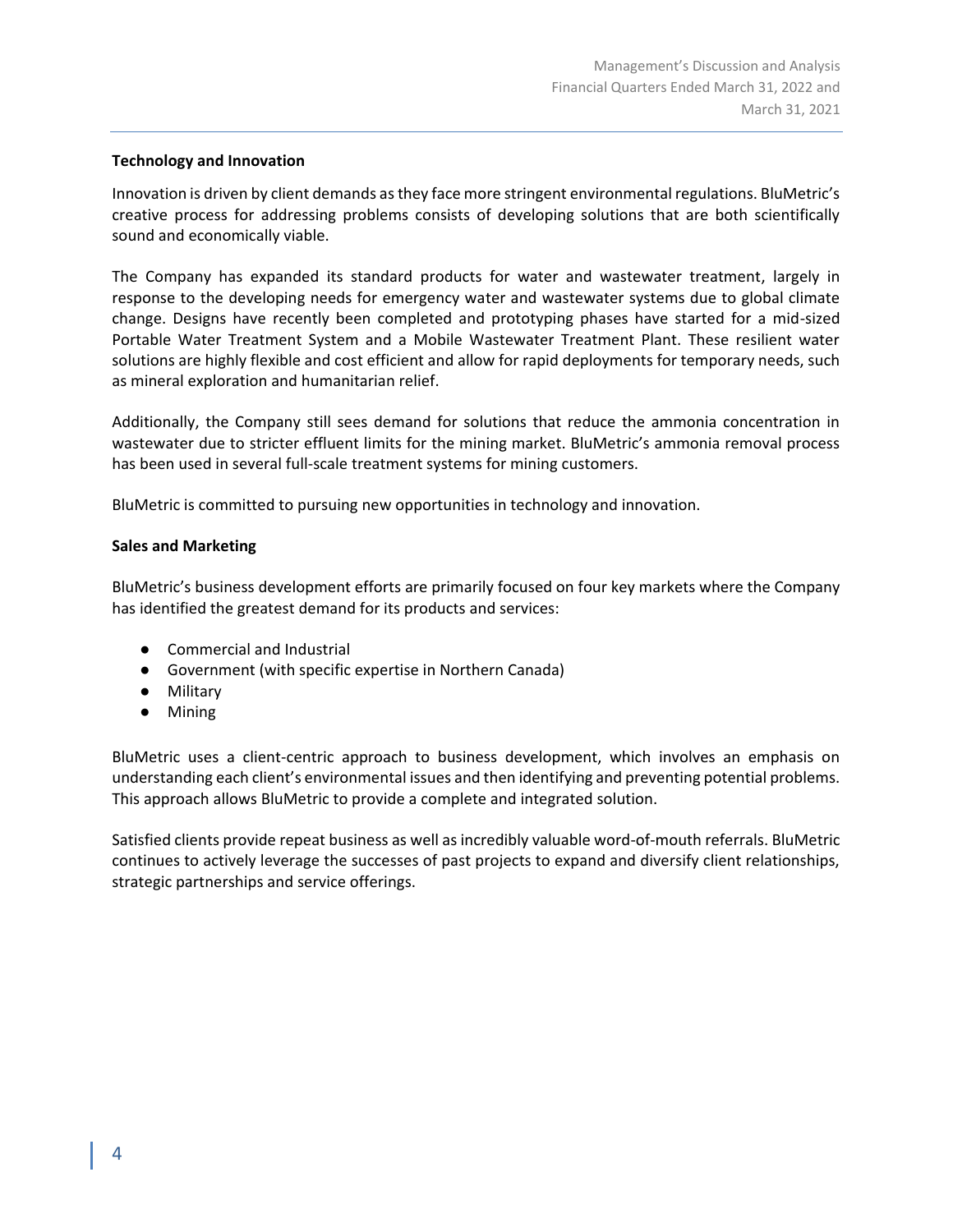**Technology and Innovation**

Innovation is driven by client demands as they face more stringent environmental regulations. BluMetric's creative process for addressing problems consists of developing solutions that are both scientifically sound and economically viable.

The Company has expanded its standard products for water and wastewater treatment, largely in response to the developing needs for emergency water and wastewater systems due to global climate change. Designs have recently been completed and prototyping phases have started for a mid-sized Portable Water Treatment System and a Mobile Wastewater Treatment Plant. These resilient water solutions are highly flexible and cost efficient and allow for rapid deployments for temporary needs, such as mineral exploration and humanitarian relief.

Additionally, the Company still sees demand for solutions that reduce the ammonia concentration in wastewater due to stricter effluent limits for the mining market. BluMetric's ammonia removal process has been used in several full-scale treatment systems for mining customers.

BluMetric is committed to pursuing new opportunities in technology and innovation.

**Sales and Marketing**

BluMetric's business development efforts are primarily focused on four key markets where the Company has identified the greatest demand for its products and services:

- Commercial and Industrial
- Government (with specific expertise in Northern Canada)
- Military
- Mining

BluMetric uses a client-centric approach to business development, which involves an emphasis on understanding each client's environmental issues and then identifying and preventing potential problems. This approach allows BluMetric to provide a complete and integrated solution.

Satisfied clients provide repeat business as well as incredibly valuable word-of-mouth referrals. BluMetric continues to actively leverage the successes of past projects to expand and diversify client relationships, strategic partnerships and service offerings.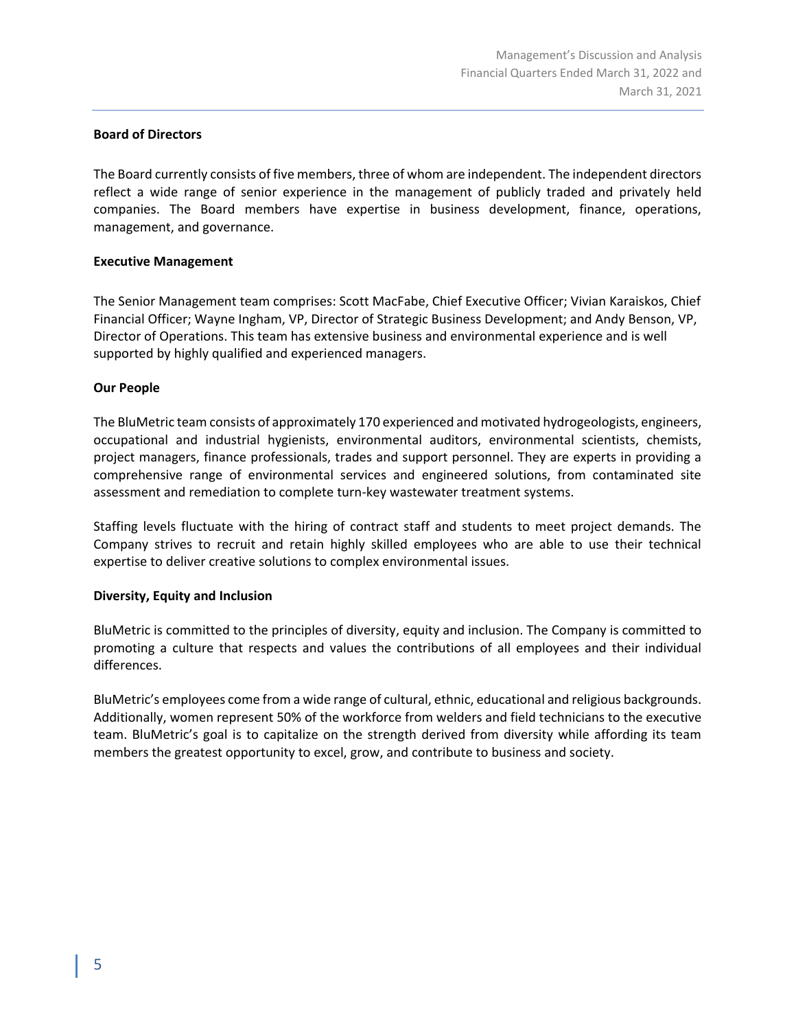## Board of Directors

The Board currently consists of five members, three of whom are independent. The independent directors reflect a wide range of senior experience in the management of publicly traded and privately held companies. The Board members have expertise in business development, finance, operations, management, and governance.

## Executive Management

The Senior Management team comprises: Scott MacFabe, Chief Executive Officer; Vivian Karaiskos, Chief Financial Officer; Wayne Ingham, VP, Director of Strategic Business Development; and Andy Benson, VP, Director of Operations. This team has extensive business and environmental experience and is well supported by highly qualified and experienced managers.

## Our People

The BluMetric team consists of approximately 170 experienced and motivated hydrogeologists, engineers, occupational and industrial hygienists, environmental auditors, environmental scientists, chemists, project managers, finance professionals, trades and support personnel. They are experts in providing a comprehensive range of environmental services and engineered solutions, from contaminated site assessment and remediation to complete turn-key wastewater treatment systems.

Staffing levels fluctuate with the hiring of contract staff and students to meet project demands. The Company strives to recruit and retain highly skilled employees who are able to use their technical expertise to deliver creative solutions to complex environmental issues.

## Diversity, Equity and Inclusion

BluMetric is committed to the principles of diversity, equity and inclusion. The Company is committed to promoting a culture that respects and values the contributions of all employees and their individual differences.

BluMetric's employees come from a wide range of cultural, ethnic, educational and religious backgrounds. Additionally, women represent 50% of the workforce from welders and field technicians to the executive team. BluMetric's goal is to capitalize on the strength derived from diversity while affording its team members the greatest opportunity to excel, grow, and contribute to business and society.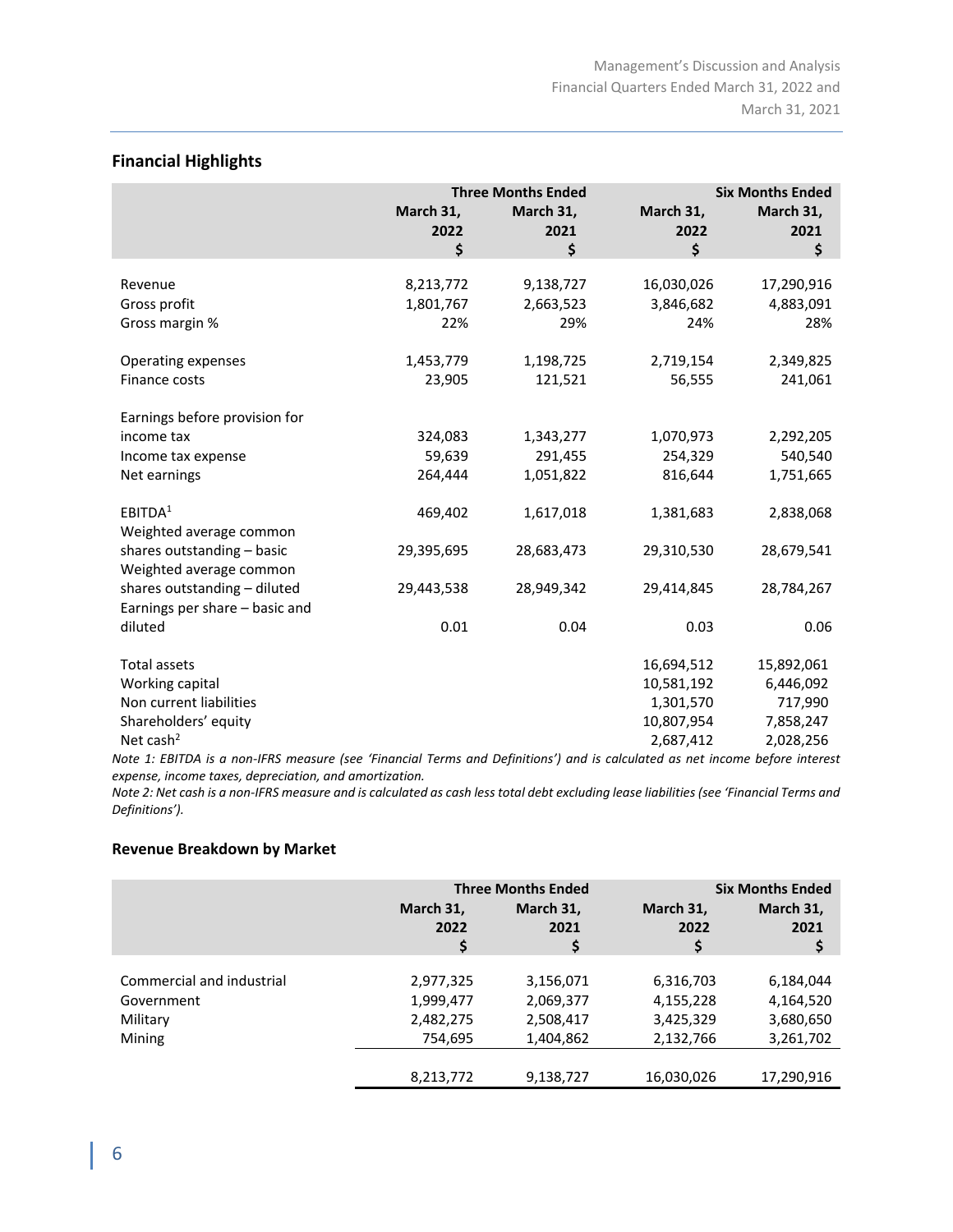## Financial Highlights

| | Three Months Ended | | Six Months Ended | |
|---|---|---|---|---|
| | March 31, 2022 $ | March 31, 2021 $ | March 31, 2022 $ | March 31, 2021 $ |
| Revenue | 8,213,772 | 9,138,727 | 16,030,026 | 17,290,916 |
| Gross profit | 1,801,767 | 2,663,523 | 3,846,682 | 4,883,091 |
| Gross margin % | 22% | 29% | 24% | 28% |
| Operating expenses | 1,453,779 | 1,198,725 | 2,719,154 | 2,349,825 |
| Finance costs | 23,905 | 121,521 | 56,555 | 241,061 |
| Earnings before provision for income tax | 324,083 | 1,343,277 | 1,070,973 | 2,292,205 |
| Income tax expense | 59,639 | 291,455 | 254,329 | 540,540 |
| Net earnings | 264,444 | 1,051,822 | 816,644 | 1,751,665 |
| EBITDA[1] | 469,402 | 1,617,018 | 1,381,683 | 2,838,068 |
| Weighted average common shares outstanding – basic | 29,395,695 | 28,683,473 | 29,310,530 | 28,679,541 |
| Weighted average common shares outstanding – diluted | 29,443,538 | 28,949,342 | 29,414,845 | 28,784,267 |
| Earnings per share – basic and diluted | 0.01 | 0.04 | 0.03 | 0.06 |
| Total assets | | | 16,694,512 | 15,892,061 |
| Working capital | | | 10,581,192 | 6,446,092 |
| Non current liabilities | | | 1,301,570 | 717,990 |
| Shareholders' equity | | | 10,807,954 | 7,858,247 |
| Net cash[2] | | | 2,687,412 | 2,028,256 |

*Note 1: EBITDA is a non-IFRS measure (see 'Financial Terms and Definitions') and is calculated as net income before interest expense, income taxes, depreciation, and amortization.*

*Note 2: Net cash is a non-IFRS measure and is calculated as cash less total debt excluding lease liabilities (see 'Financial Terms and Definitions').*

## Revenue Breakdown by Market

| | Three Months Ended | | Six Months Ended | |
|---|---|---|---|---|
| | March 31, 2022 $ | March 31, 2021 $ | March 31, 2022 $ | March 31, 2021 $ |
| Commercial and industrial | 2,977,325 | 3,156,071 | 6,316,703 | 6,184,044 |
| Government | 1,999,477 | 2,069,377 | 4,155,228 | 4,164,520 |
| Military | 2,482,275 | 2,508,417 | 3,425,329 | 3,680,650 |
| Mining | 754,695 | 1,404,862 | 2,132,766 | 3,261,702 |
| | 8,213,772 | 9,138,727 | 16,030,026 | 17,290,916 |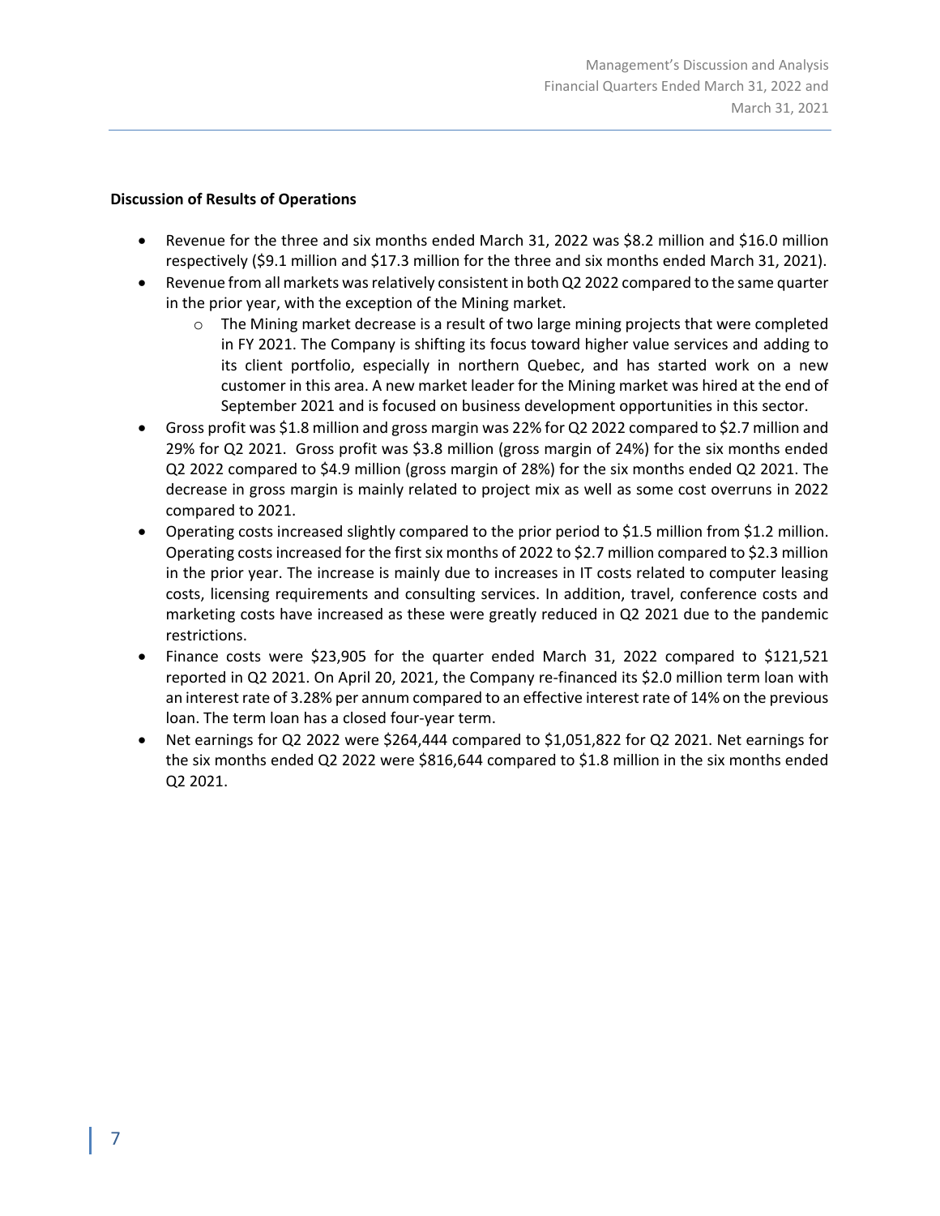**Discussion of Results of Operations**

- Revenue for the three and six months ended March 31, 2022 was $8.2 million and $16.0 million respectively ($9.1 million and $17.3 million for the three and six months ended March 31, 2021).
- Revenue from all markets was relatively consistent in both Q2 2022 compared to the same quarter in the prior year, with the exception of the Mining market.
    - The Mining market decrease is a result of two large mining projects that were completed in FY 2021. The Company is shifting its focus toward higher value services and adding to its client portfolio, especially in northern Quebec, and has started work on a new customer in this area. A new market leader for the Mining market was hired at the end of September 2021 and is focused on business development opportunities in this sector.
- Gross profit was $1.8 million and gross margin was 22% for Q2 2022 compared to $2.7 million and 29% for Q2 2021. Gross profit was $3.8 million (gross margin of 24%) for the six months ended Q2 2022 compared to $4.9 million (gross margin of 28%) for the six months ended Q2 2021. The decrease in gross margin is mainly related to project mix as well as some cost overruns in 2022 compared to 2021.
- Operating costs increased slightly compared to the prior period to $1.5 million from $1.2 million. Operating costs increased for the first six months of 2022 to $2.7 million compared to $2.3 million in the prior year. The increase is mainly due to increases in IT costs related to computer leasing costs, licensing requirements and consulting services. In addition, travel, conference costs and marketing costs have increased as these were greatly reduced in Q2 2021 due to the pandemic restrictions.
- Finance costs were $23,905 for the quarter ended March 31, 2022 compared to $121,521 reported in Q2 2021. On April 20, 2021, the Company re-financed its $2.0 million term loan with an interest rate of 3.28% per annum compared to an effective interest rate of 14% on the previous loan. The term loan has a closed four-year term.
- Net earnings for Q2 2022 were $264,444 compared to $1,051,822 for Q2 2021. Net earnings for the six months ended Q2 2022 were $816,644 compared to $1.8 million in the six months ended Q2 2021.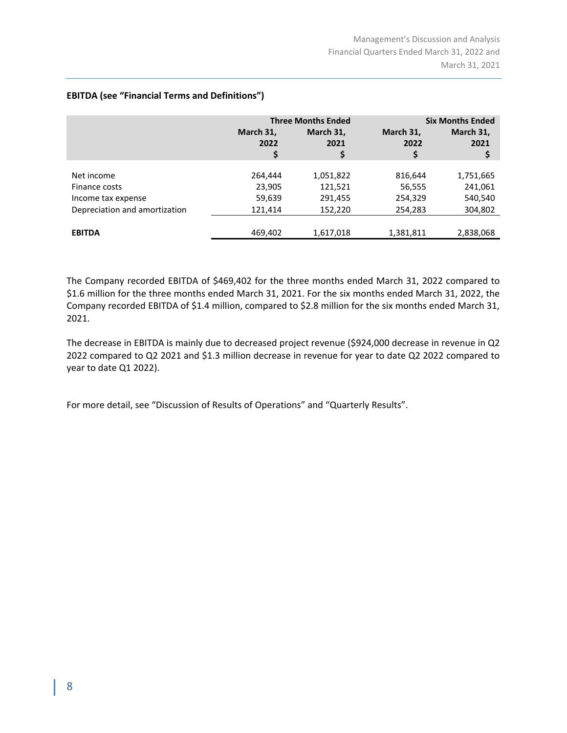**EBITDA (see "Financial Terms and Definitions")**

| | Three Months Ended | | Six Months Ended | |
|---|---|---|---|---|
| | March 31, 2022 $ | March 31, 2021 $ | March 31, 2022 $ | March 31, 2021 $ |
| Net income | 264,444 | 1,051,822 | 816,644 | 1,751,665 |
| Finance costs | 23,905 | 121,521 | 56,555 | 241,061 |
| Income tax expense | 59,639 | 291,455 | 254,329 | 540,540 |
| Depreciation and amortization | 121,414 | 152,220 | 254,283 | 304,802 |
| **EBITDA** | 469,402 | 1,617,018 | 1,381,811 | 2,838,068 |

The Company recorded EBITDA of $469,402 for the three months ended March 31, 2022 compared to $1.6 million for the three months ended March 31, 2021. For the six months ended March 31, 2022, the Company recorded EBITDA of $1.4 million, compared to $2.8 million for the six months ended March 31, 2021.

The decrease in EBITDA is mainly due to decreased project revenue ($924,000 decrease in revenue in Q2 2022 compared to Q2 2021 and $1.3 million decrease in revenue for year to date Q2 2022 compared to year to date Q1 2022).

For more detail, see "Discussion of Results of Operations" and "Quarterly Results".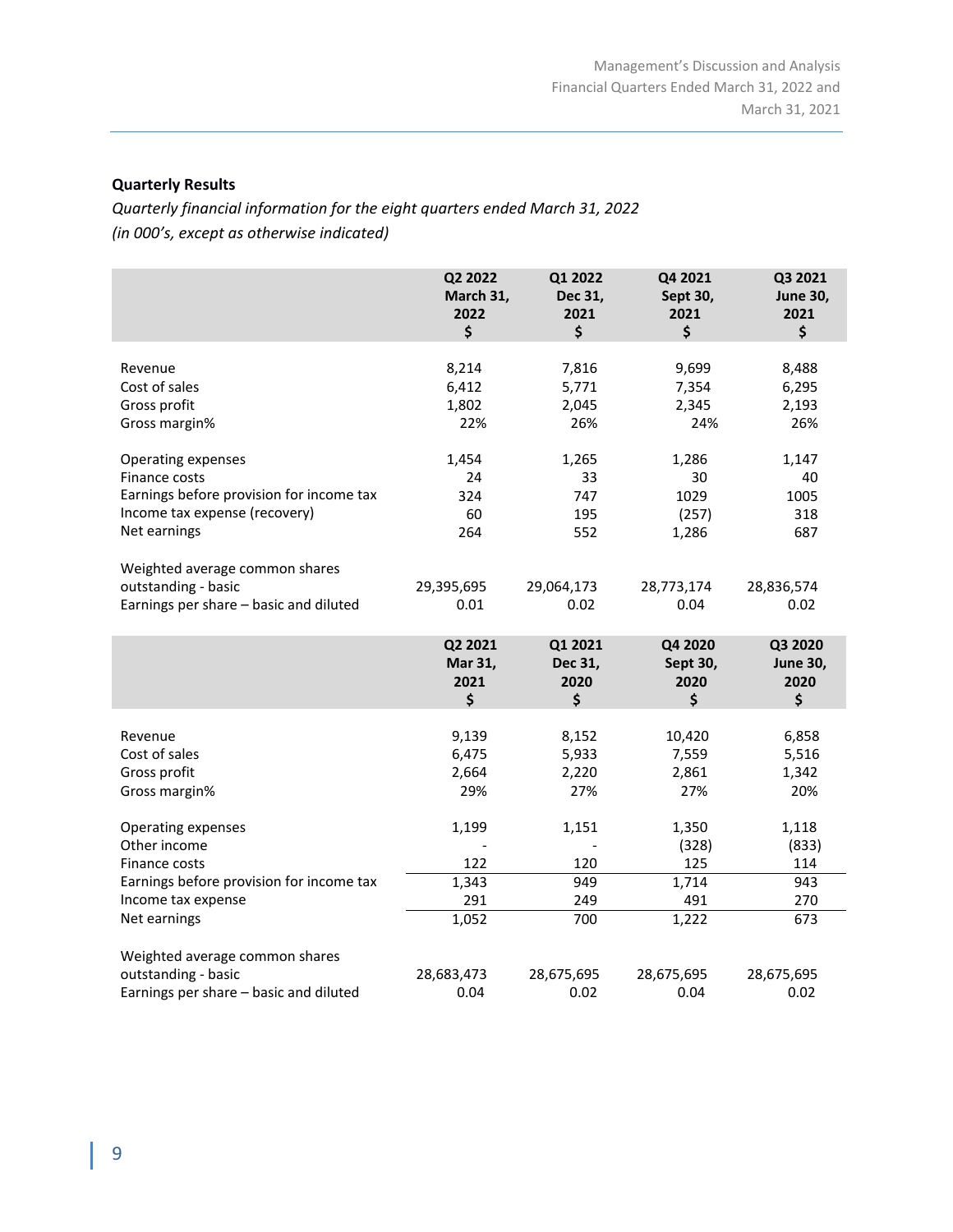**Quarterly Results**

*Quarterly financial information for the eight quarters ended March 31, 2022*
*(in 000's, except as otherwise indicated)*

| | Q2 2022 March 31, 2022 $ | Q1 2022 Dec 31, 2021 $ | Q4 2021 Sept 30, 2021 $ | Q3 2021 June 30, 2021 $ |
|---|---|---|---|---|
| Revenue | 8,214 | 7,816 | 9,699 | 8,488 |
| Cost of sales | 6,412 | 5,771 | 7,354 | 6,295 |
| Gross profit | 1,802 | 2,045 | 2,345 | 2,193 |
| Gross margin% | 22% | 26% | 24% | 26% |
| Operating expenses | 1,454 | 1,265 | 1,286 | 1,147 |
| Finance costs | 24 | 33 | 30 | 40 |
| Earnings before provision for income tax | 324 | 747 | 1029 | 1005 |
| Income tax expense (recovery) | 60 | 195 | (257) | 318 |
| Net earnings | 264 | 552 | 1,286 | 687 |
| Weighted average common shares outstanding - basic | 29,395,695 | 29,064,173 | 28,773,174 | 28,836,574 |
| Earnings per share – basic and diluted | 0.01 | 0.02 | 0.04 | 0.02 |

| | Q2 2021 Mar 31, 2021 $ | Q1 2021 Dec 31, 2020 $ | Q4 2020 Sept 30, 2020 $ | Q3 2020 June 30, 2020 $ |
|---|---|---|---|---|
| Revenue | 9,139 | 8,152 | 10,420 | 6,858 |
| Cost of sales | 6,475 | 5,933 | 7,559 | 5,516 |
| Gross profit | 2,664 | 2,220 | 2,861 | 1,342 |
| Gross margin% | 29% | 27% | 27% | 20% |
| Operating expenses | 1,199 | 1,151 | 1,350 | 1,118 |
| Other income | - | - | (328) | (833) |
| Finance costs | 122 | 120 | 125 | 114 |
| Earnings before provision for income tax | 1,343 | 949 | 1,714 | 943 |
| Income tax expense | 291 | 249 | 491 | 270 |
| Net earnings | 1,052 | 700 | 1,222 | 673 |
| Weighted average common shares outstanding - basic | 28,683,473 | 28,675,695 | 28,675,695 | 28,675,695 |
| Earnings per share – basic and diluted | 0.04 | 0.02 | 0.04 | 0.02 |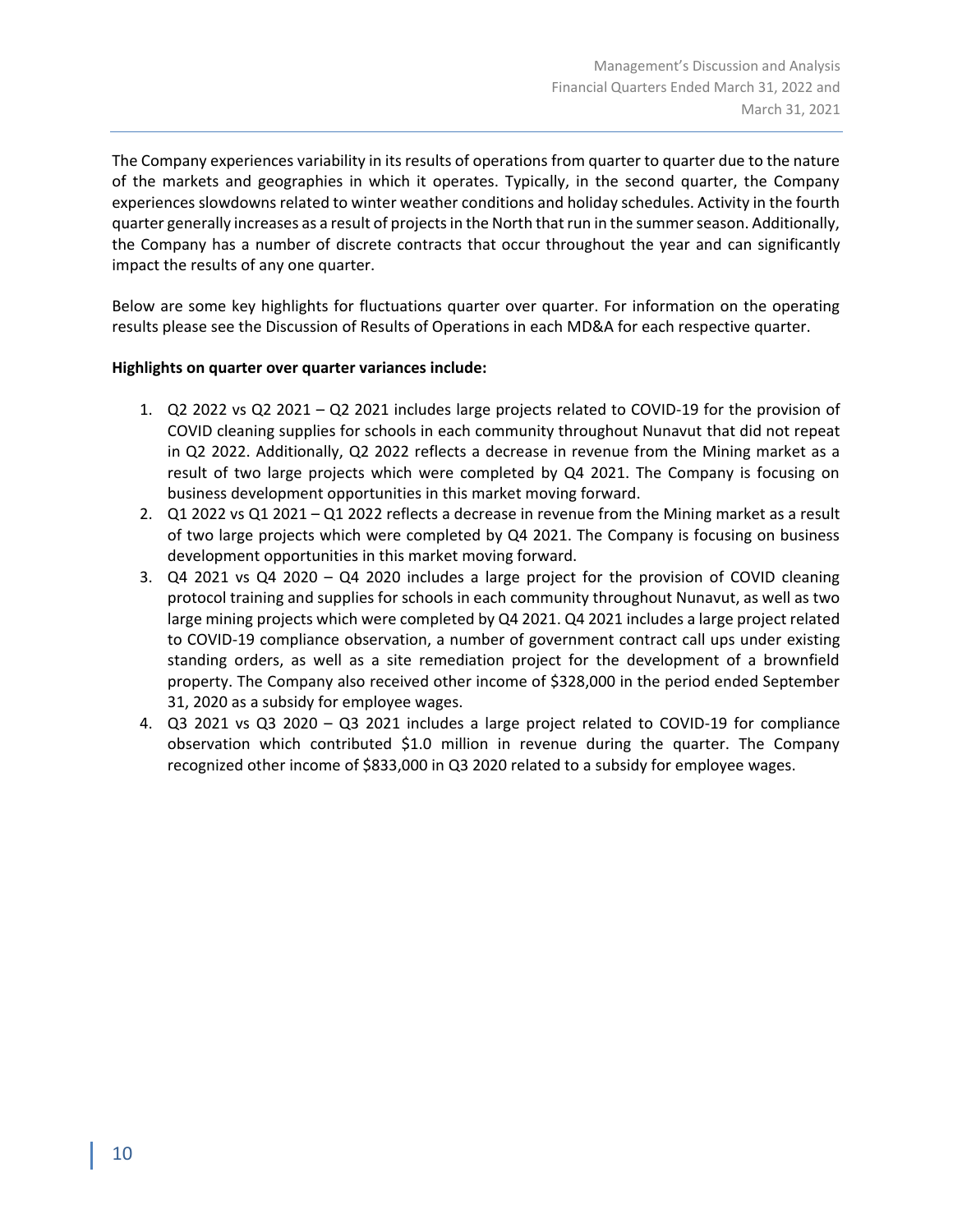The Company experiences variability in its results of operations from quarter to quarter due to the nature of the markets and geographies in which it operates. Typically, in the second quarter, the Company experiences slowdowns related to winter weather conditions and holiday schedules. Activity in the fourth quarter generally increases as a result of projects in the North that run in the summer season. Additionally, the Company has a number of discrete contracts that occur throughout the year and can significantly impact the results of any one quarter.

Below are some key highlights for fluctuations quarter over quarter. For information on the operating results please see the Discussion of Results of Operations in each MD&A for each respective quarter.

**Highlights on quarter over quarter variances include:**

1. Q2 2022 vs Q2 2021 – Q2 2021 includes large projects related to COVID-19 for the provision of COVID cleaning supplies for schools in each community throughout Nunavut that did not repeat in Q2 2022. Additionally, Q2 2022 reflects a decrease in revenue from the Mining market as a result of two large projects which were completed by Q4 2021. The Company is focusing on business development opportunities in this market moving forward.
2. Q1 2022 vs Q1 2021 – Q1 2022 reflects a decrease in revenue from the Mining market as a result of two large projects which were completed by Q4 2021. The Company is focusing on business development opportunities in this market moving forward.
3. Q4 2021 vs Q4 2020 – Q4 2020 includes a large project for the provision of COVID cleaning protocol training and supplies for schools in each community throughout Nunavut, as well as two large mining projects which were completed by Q4 2021. Q4 2021 includes a large project related to COVID-19 compliance observation, a number of government contract call ups under existing standing orders, as well as a site remediation project for the development of a brownfield property. The Company also received other income of $328,000 in the period ended September 31, 2020 as a subsidy for employee wages.
4. Q3 2021 vs Q3 2020 – Q3 2021 includes a large project related to COVID-19 for compliance observation which contributed $1.0 million in revenue during the quarter. The Company recognized other income of $833,000 in Q3 2020 related to a subsidy for employee wages.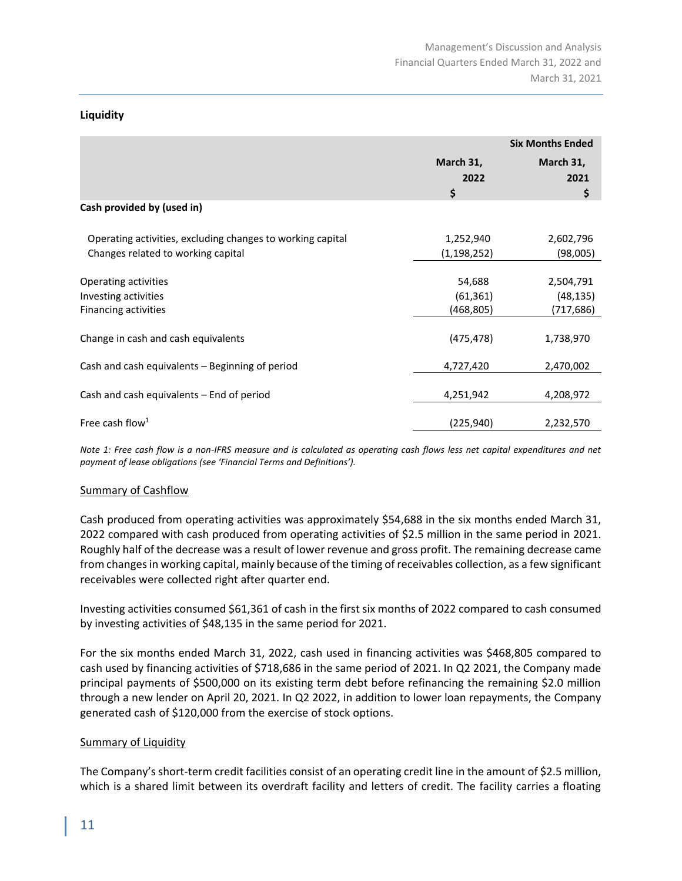**Liquidity**

| | Six Months Ended | |
|---|---|---|
| | March 31, 2022 $ | March 31, 2021 $ |
| **Cash provided by (used in)** | | |
| Operating activities, excluding changes to working capital | 1,252,940 | 2,602,796 |
| Changes related to working capital | (1,198,252) | (98,005) |
| Operating activities | 54,688 | 2,504,791 |
| Investing activities | (61,361) | (48,135) |
| Financing activities | (468,805) | (717,686) |
| Change in cash and cash equivalents | (475,478) | 1,738,970 |
| Cash and cash equivalents – Beginning of period | 4,727,420 | 2,470,002 |
| Cash and cash equivalents – End of period | 4,251,942 | 4,208,972 |
| Free cash flow[1] | (225,940) | 2,232,570 |

*Note 1: Free cash flow is a non-IFRS measure and is calculated as operating cash flows less net capital expenditures and net payment of lease obligations (see 'Financial Terms and Definitions').*

Summary of Cashflow

Cash produced from operating activities was approximately $54,688 in the six months ended March 31, 2022 compared with cash produced from operating activities of $2.5 million in the same period in 2021. Roughly half of the decrease was a result of lower revenue and gross profit. The remaining decrease came from changes in working capital, mainly because of the timing of receivables collection, as a few significant receivables were collected right after quarter end.

Investing activities consumed $61,361 of cash in the first six months of 2022 compared to cash consumed by investing activities of $48,135 in the same period for 2021.

For the six months ended March 31, 2022, cash used in financing activities was $468,805 compared to cash used by financing activities of $718,686 in the same period of 2021. In Q2 2021, the Company made principal payments of $500,000 on its existing term debt before refinancing the remaining $2.0 million through a new lender on April 20, 2021. In Q2 2022, in addition to lower loan repayments, the Company generated cash of $120,000 from the exercise of stock options.

Summary of Liquidity

The Company's short-term credit facilities consist of an operating credit line in the amount of $2.5 million, which is a shared limit between its overdraft facility and letters of credit. The facility carries a floating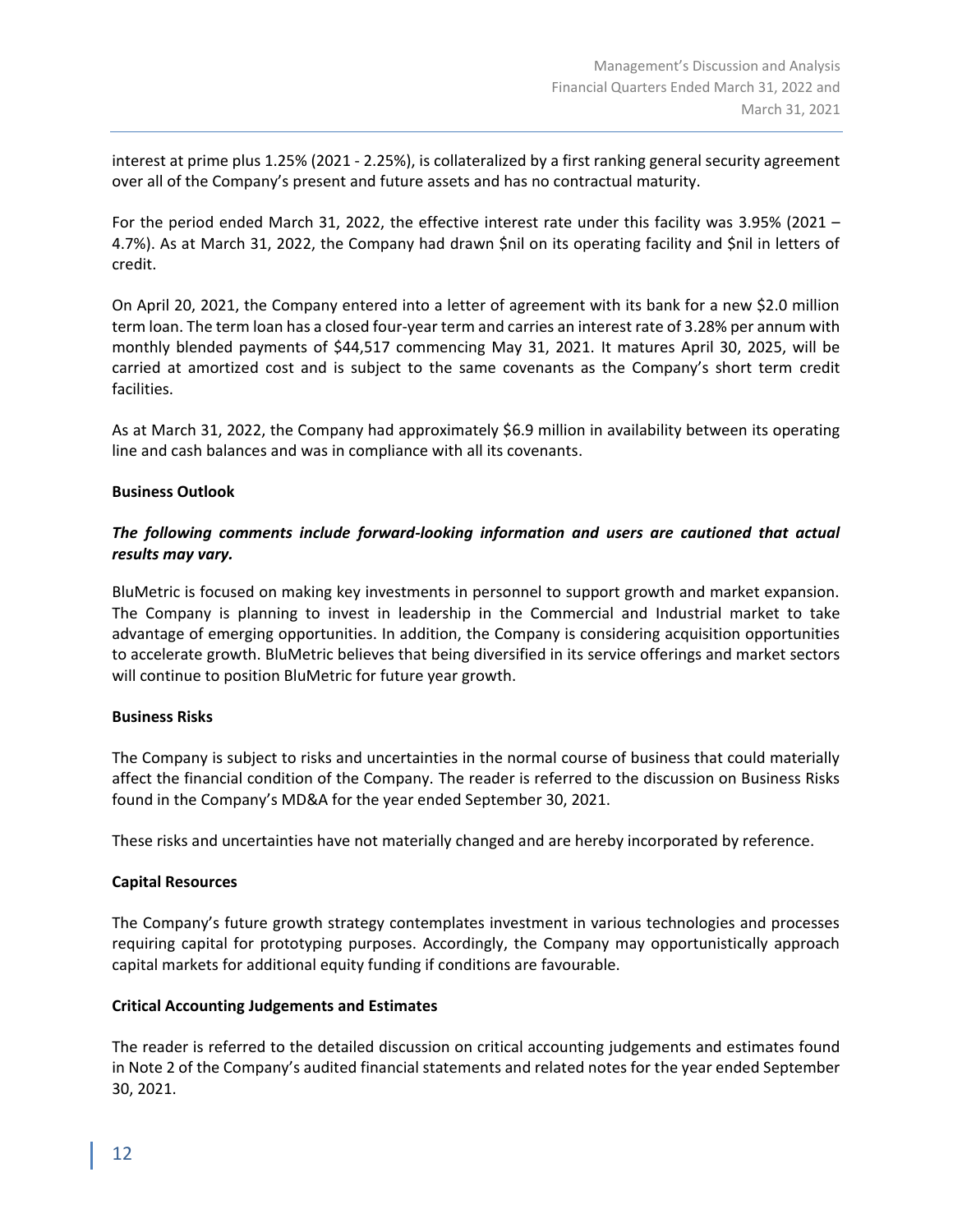interest at prime plus 1.25% (2021 - 2.25%), is collateralized by a first ranking general security agreement over all of the Company's present and future assets and has no contractual maturity.

For the period ended March 31, 2022, the effective interest rate under this facility was 3.95% (2021 – 4.7%). As at March 31, 2022, the Company had drawn $nil on its operating facility and $nil in letters of credit.

On April 20, 2021, the Company entered into a letter of agreement with its bank for a new $2.0 million term loan. The term loan has a closed four-year term and carries an interest rate of 3.28% per annum with monthly blended payments of $44,517 commencing May 31, 2021. It matures April 30, 2025, will be carried at amortized cost and is subject to the same covenants as the Company's short term credit facilities.

As at March 31, 2022, the Company had approximately $6.9 million in availability between its operating line and cash balances and was in compliance with all its covenants.

**Business Outlook**

***The following comments include forward-looking information and users are cautioned that actual results may vary.***

BluMetric is focused on making key investments in personnel to support growth and market expansion. The Company is planning to invest in leadership in the Commercial and Industrial market to take advantage of emerging opportunities. In addition, the Company is considering acquisition opportunities to accelerate growth. BluMetric believes that being diversified in its service offerings and market sectors will continue to position BluMetric for future year growth.

**Business Risks**

The Company is subject to risks and uncertainties in the normal course of business that could materially affect the financial condition of the Company. The reader is referred to the discussion on Business Risks found in the Company's MD&A for the year ended September 30, 2021.

These risks and uncertainties have not materially changed and are hereby incorporated by reference.

**Capital Resources**

The Company's future growth strategy contemplates investment in various technologies and processes requiring capital for prototyping purposes. Accordingly, the Company may opportunistically approach capital markets for additional equity funding if conditions are favourable.

**Critical Accounting Judgements and Estimates**

The reader is referred to the detailed discussion on critical accounting judgements and estimates found in Note 2 of the Company's audited financial statements and related notes for the year ended September 30, 2021.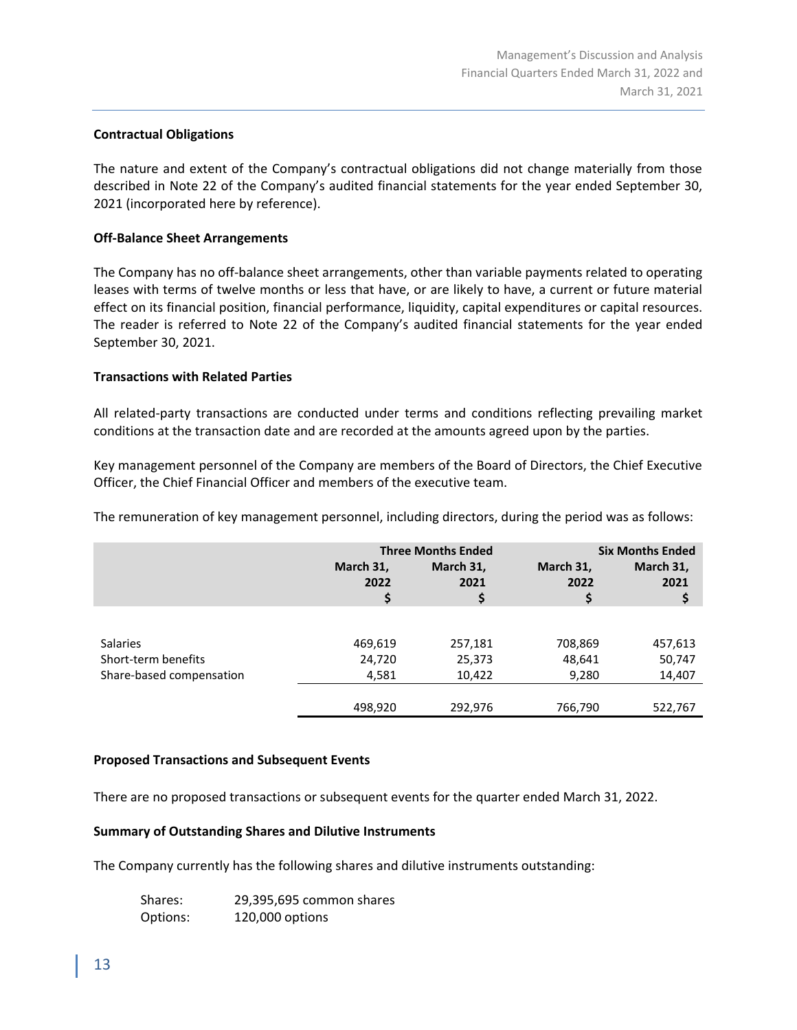### Contractual Obligations

The nature and extent of the Company's contractual obligations did not change materially from those described in Note 22 of the Company's audited financial statements for the year ended September 30, 2021 (incorporated here by reference).

### Off-Balance Sheet Arrangements

The Company has no off-balance sheet arrangements, other than variable payments related to operating leases with terms of twelve months or less that have, or are likely to have, a current or future material effect on its financial position, financial performance, liquidity, capital expenditures or capital resources. The reader is referred to Note 22 of the Company's audited financial statements for the year ended September 30, 2021.

### Transactions with Related Parties

All related-party transactions are conducted under terms and conditions reflecting prevailing market conditions at the transaction date and are recorded at the amounts agreed upon by the parties.

Key management personnel of the Company are members of the Board of Directors, the Chief Executive Officer, the Chief Financial Officer and members of the executive team.

The remuneration of key management personnel, including directors, during the period was as follows:

| | Three Months Ended | | Six Months Ended | |
|---|---|---|---|---|
| | March 31, 2022 $ | March 31, 2021 $ | March 31, 2022 $ | March 31, 2021 $ |
| Salaries | 469,619 | 257,181 | 708,869 | 457,613 |
| Short-term benefits | 24,720 | 25,373 | 48,641 | 50,747 |
| Share-based compensation | 4,581 | 10,422 | 9,280 | 14,407 |
| | 498,920 | 292,976 | 766,790 | 522,767 |

### Proposed Transactions and Subsequent Events

There are no proposed transactions or subsequent events for the quarter ended March 31, 2022.

### Summary of Outstanding Shares and Dilutive Instruments

The Company currently has the following shares and dilutive instruments outstanding:

Shares: 29,395,695 common shares
Options: 120,000 options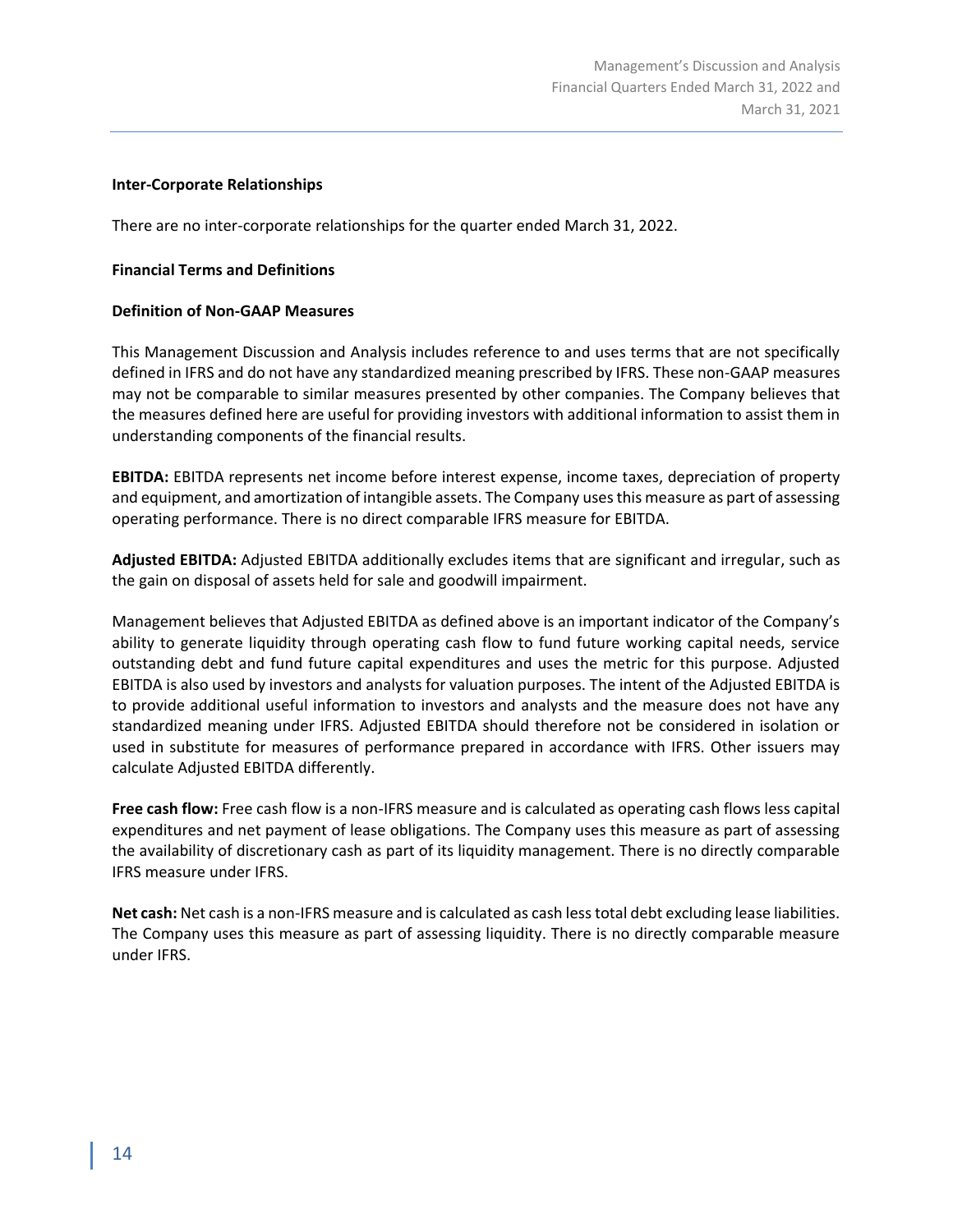**Inter-Corporate Relationships**

There are no inter-corporate relationships for the quarter ended March 31, 2022.

**Financial Terms and Definitions**

**Definition of Non-GAAP Measures**

This Management Discussion and Analysis includes reference to and uses terms that are not specifically defined in IFRS and do not have any standardized meaning prescribed by IFRS. These non-GAAP measures may not be comparable to similar measures presented by other companies. The Company believes that the measures defined here are useful for providing investors with additional information to assist them in understanding components of the financial results.

**EBITDA:** EBITDA represents net income before interest expense, income taxes, depreciation of property and equipment, and amortization of intangible assets. The Company uses this measure as part of assessing operating performance. There is no direct comparable IFRS measure for EBITDA.

**Adjusted EBITDA:** Adjusted EBITDA additionally excludes items that are significant and irregular, such as the gain on disposal of assets held for sale and goodwill impairment.

Management believes that Adjusted EBITDA as defined above is an important indicator of the Company's ability to generate liquidity through operating cash flow to fund future working capital needs, service outstanding debt and fund future capital expenditures and uses the metric for this purpose. Adjusted EBITDA is also used by investors and analysts for valuation purposes. The intent of the Adjusted EBITDA is to provide additional useful information to investors and analysts and the measure does not have any standardized meaning under IFRS. Adjusted EBITDA should therefore not be considered in isolation or used in substitute for measures of performance prepared in accordance with IFRS. Other issuers may calculate Adjusted EBITDA differently.

**Free cash flow:** Free cash flow is a non-IFRS measure and is calculated as operating cash flows less capital expenditures and net payment of lease obligations. The Company uses this measure as part of assessing the availability of discretionary cash as part of its liquidity management. There is no directly comparable IFRS measure under IFRS.

**Net cash:** Net cash is a non-IFRS measure and is calculated as cash less total debt excluding lease liabilities. The Company uses this measure as part of assessing liquidity. There is no directly comparable measure under IFRS.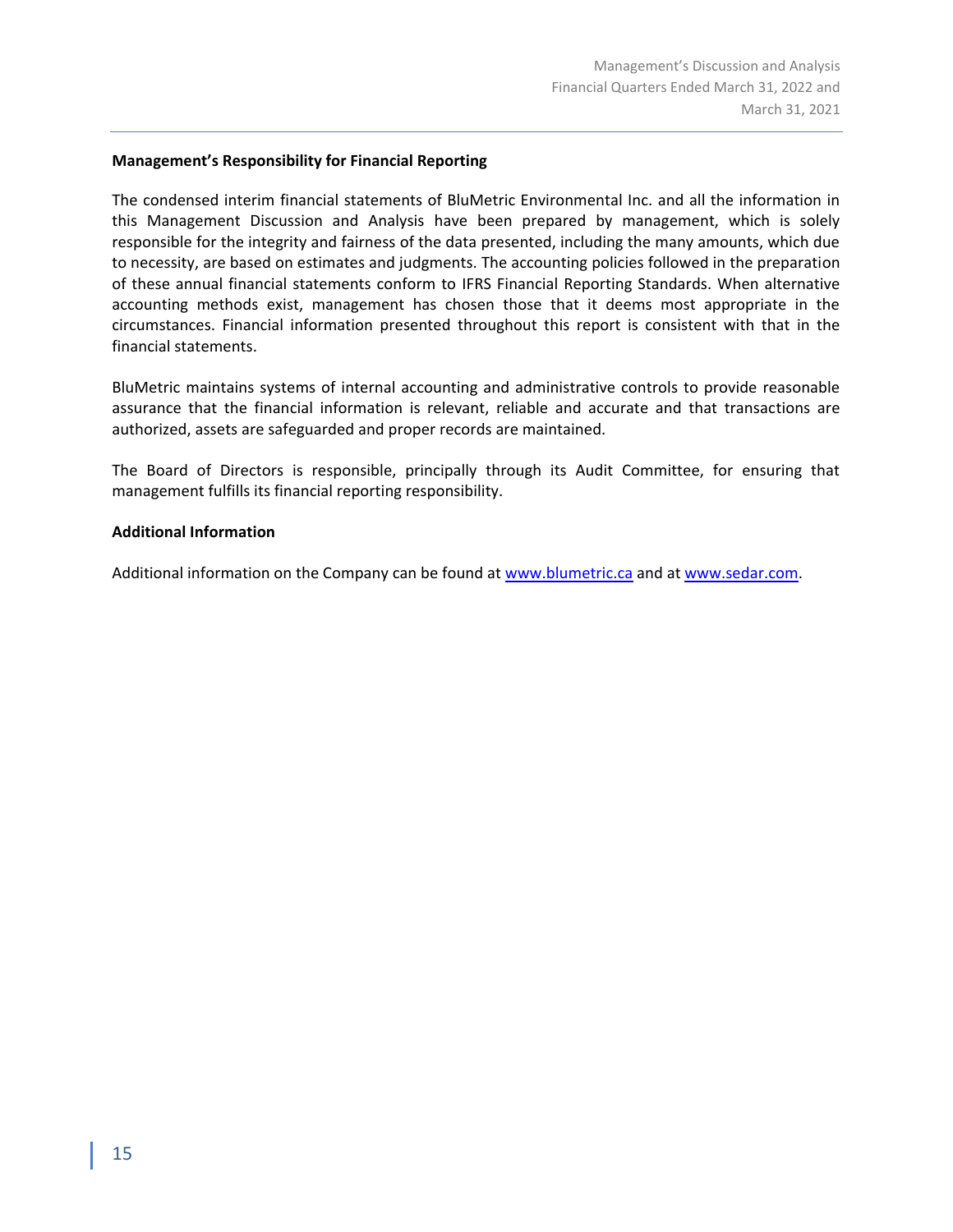**Management's Responsibility for Financial Reporting**

The condensed interim financial statements of BluMetric Environmental Inc. and all the information in this Management Discussion and Analysis have been prepared by management, which is solely responsible for the integrity and fairness of the data presented, including the many amounts, which due to necessity, are based on estimates and judgments. The accounting policies followed in the preparation of these annual financial statements conform to IFRS Financial Reporting Standards. When alternative accounting methods exist, management has chosen those that it deems most appropriate in the circumstances. Financial information presented throughout this report is consistent with that in the financial statements.

BluMetric maintains systems of internal accounting and administrative controls to provide reasonable assurance that the financial information is relevant, reliable and accurate and that transactions are authorized, assets are safeguarded and proper records are maintained.

The Board of Directors is responsible, principally through its Audit Committee, for ensuring that management fulfills its financial reporting responsibility.

**Additional Information**

Additional information on the Company can be found at www.blumetric.ca and at www.sedar.com.